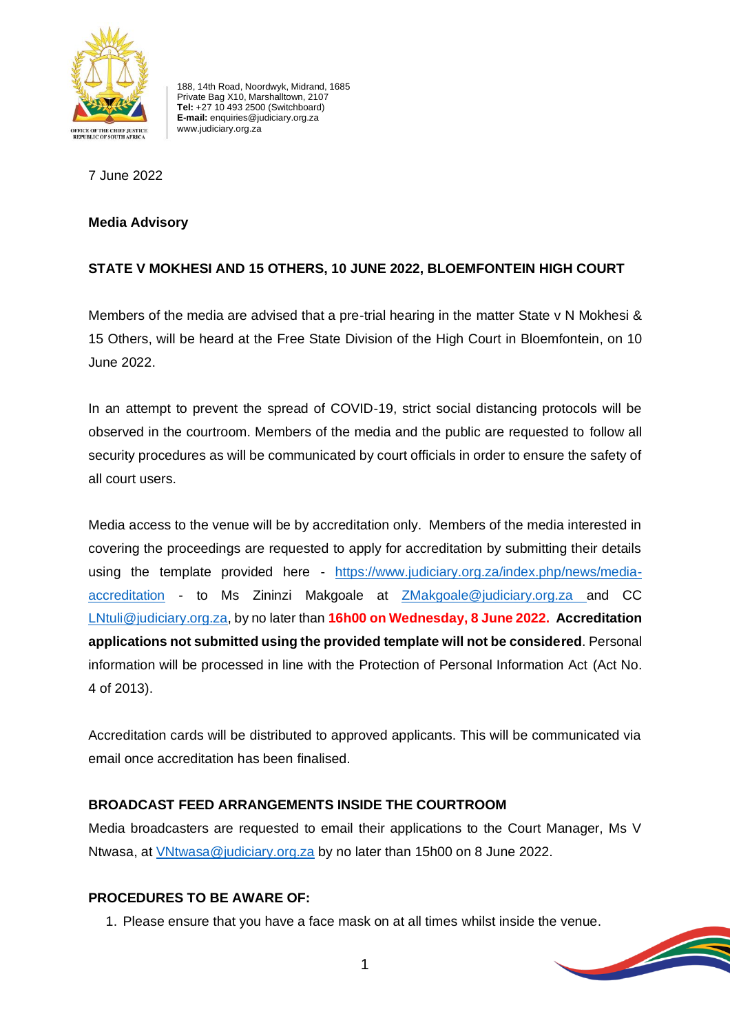188, 14th Road, Noordwyk, Midrand, 1685
Private Bag X10, Marshalltown, 2107
**Tel:** +27 10 493 2500 (Switchboard)
**E-mail:** enquiries@judiciary.org.za
www.judiciary.org.za

7 June 2022

**Media Advisory**

**STATE V MOKHESI AND 15 OTHERS, 10 JUNE 2022, BLOEMFONTEIN HIGH COURT**

Members of the media are advised that a pre-trial hearing in the matter State v N Mokhesi & 15 Others, will be heard at the Free State Division of the High Court in Bloemfontein, on 10 June 2022.

In an attempt to prevent the spread of COVID-19, strict social distancing protocols will be observed in the courtroom. Members of the media and the public are requested to follow all security procedures as will be communicated by court officials in order to ensure the safety of all court users.

Media access to the venue will be by accreditation only. Members of the media interested in covering the proceedings are requested to apply for accreditation by submitting their details using the template provided here - https://www.judiciary.org.za/index.php/news/media-accreditation - to Ms Zininzi Makgoale at ZMakgoale@judiciary.org.za and CC LNtuli@judiciary.org.za, by no later than **16h00 on Wednesday, 8 June 2022.** **Accreditation applications not submitted using the provided template will not be considered**. Personal information will be processed in line with the Protection of Personal Information Act (Act No. 4 of 2013).

Accreditation cards will be distributed to approved applicants. This will be communicated via email once accreditation has been finalised.

**BROADCAST FEED ARRANGEMENTS INSIDE THE COURTROOM**

Media broadcasters are requested to email their applications to the Court Manager, Ms V Ntwasa, at VNtwasa@judiciary.org.za by no later than 15h00 on 8 June 2022.

**PROCEDURES TO BE AWARE OF:**

1. Please ensure that you have a face mask on at all times whilst inside the venue.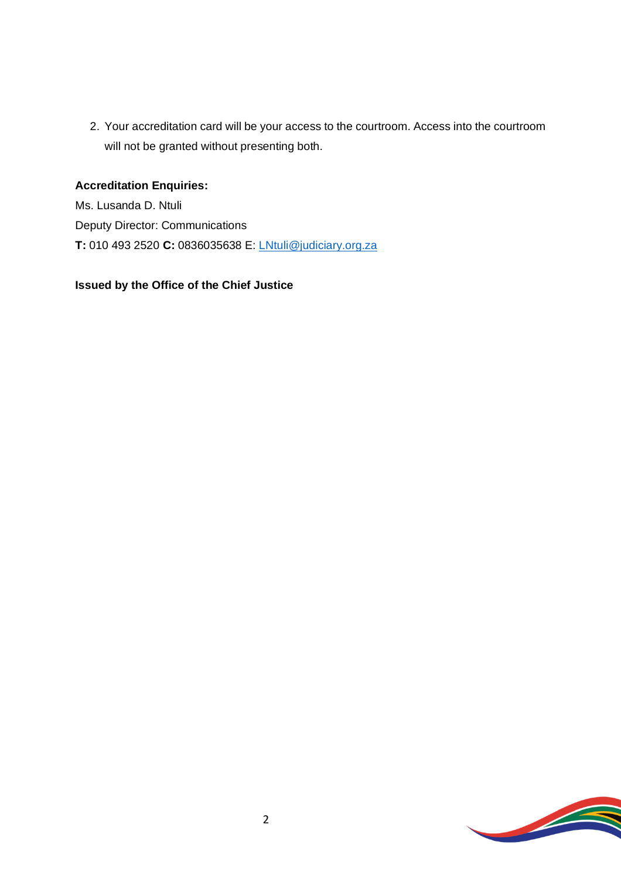2. Your accreditation card will be your access to the courtroom. Access into the courtroom will not be granted without presenting both.

**Accreditation Enquiries:**

Ms. Lusanda D. Ntuli

Deputy Director: Communications

**T:** 010 493 2520 **C:** 0836035638 E: LNtuli@judiciary.org.za

**Issued by the Office of the Chief Justice**